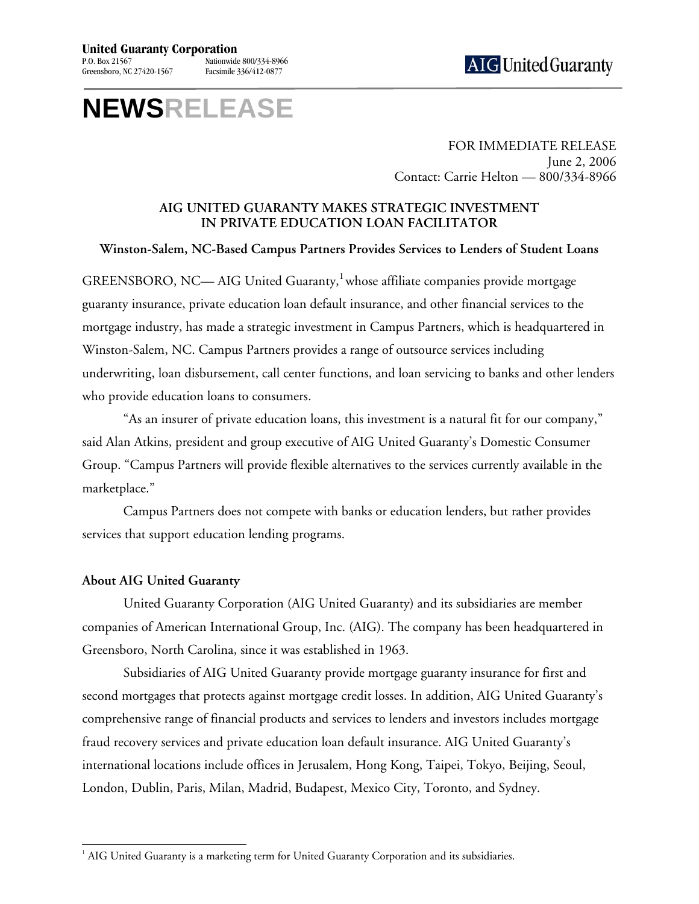**United Guaranty Corporation**
P.O. Box 21567
Greensboro, NC 27420-1567
Nationwide 800/334-8966
Facsimile 336/412-0877

AIG United Guaranty

# NEWSRELEASE

FOR IMMEDIATE RELEASE
June 2, 2006
Contact: Carrie Helton — 800/334-8966

## AIG UNITED GUARANTY MAKES STRATEGIC INVESTMENT IN PRIVATE EDUCATION LOAN FACILITATOR

**Winston-Salem, NC-Based Campus Partners Provides Services to Lenders of Student Loans**

GREENSBORO, NC— AIG United Guaranty,[1] whose affiliate companies provide mortgage guaranty insurance, private education loan default insurance, and other financial services to the mortgage industry, has made a strategic investment in Campus Partners, which is headquartered in Winston-Salem, NC. Campus Partners provides a range of outsource services including underwriting, loan disbursement, call center functions, and loan servicing to banks and other lenders who provide education loans to consumers.

"As an insurer of private education loans, this investment is a natural fit for our company," said Alan Atkins, president and group executive of AIG United Guaranty's Domestic Consumer Group. "Campus Partners will provide flexible alternatives to the services currently available in the marketplace."

Campus Partners does not compete with banks or education lenders, but rather provides services that support education lending programs.

### About AIG United Guaranty

United Guaranty Corporation (AIG United Guaranty) and its subsidiaries are member companies of American International Group, Inc. (AIG). The company has been headquartered in Greensboro, North Carolina, since it was established in 1963.

Subsidiaries of AIG United Guaranty provide mortgage guaranty insurance for first and second mortgages that protects against mortgage credit losses. In addition, AIG United Guaranty's comprehensive range of financial products and services to lenders and investors includes mortgage fraud recovery services and private education loan default insurance. AIG United Guaranty's international locations include offices in Jerusalem, Hong Kong, Taipei, Tokyo, Beijing, Seoul, London, Dublin, Paris, Milan, Madrid, Budapest, Mexico City, Toronto, and Sydney.

[1] AIG United Guaranty is a marketing term for United Guaranty Corporation and its subsidiaries.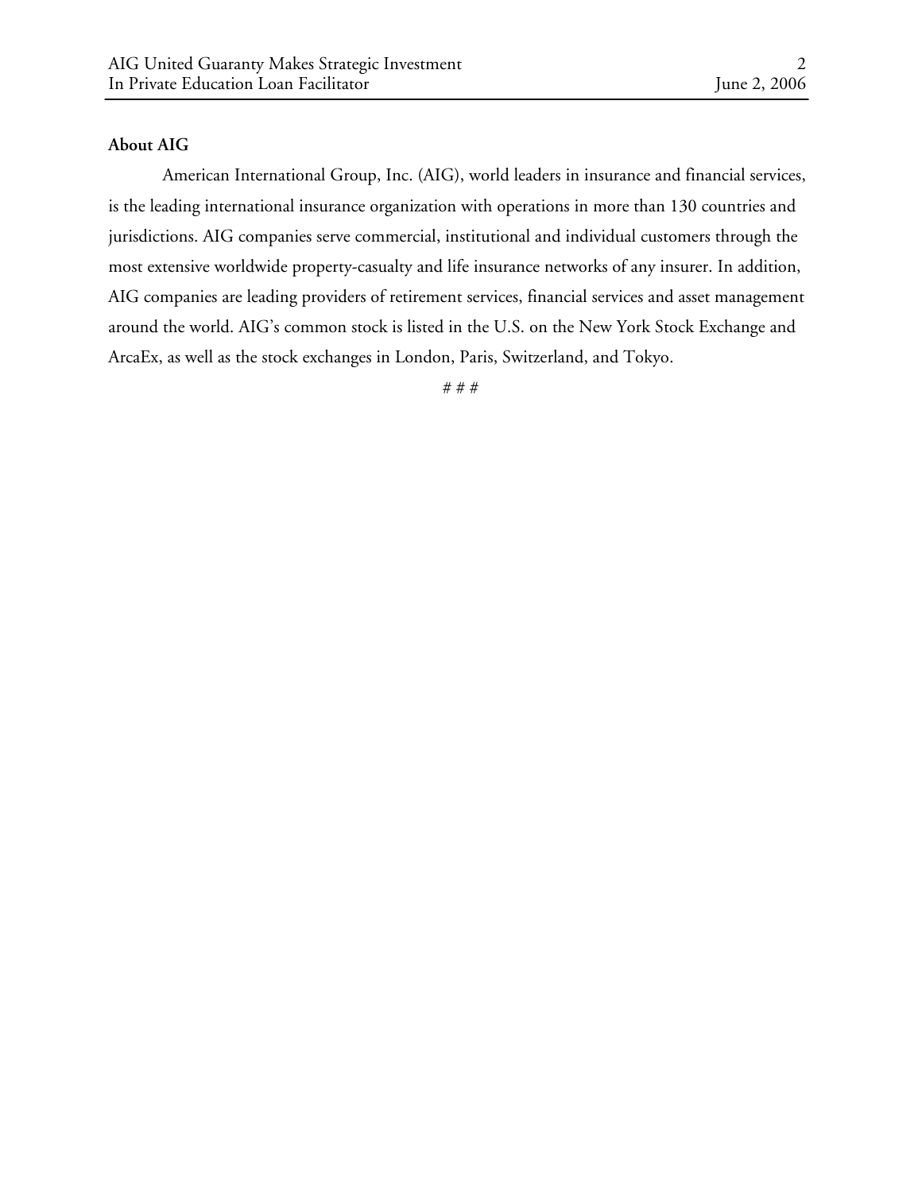**About AIG**

American International Group, Inc. (AIG), world leaders in insurance and financial services, is the leading international insurance organization with operations in more than 130 countries and jurisdictions. AIG companies serve commercial, institutional and individual customers through the most extensive worldwide property-casualty and life insurance networks of any insurer. In addition, AIG companies are leading providers of retirement services, financial services and asset management around the world. AIG's common stock is listed in the U.S. on the New York Stock Exchange and ArcaEx, as well as the stock exchanges in London, Paris, Switzerland, and Tokyo.

# # #